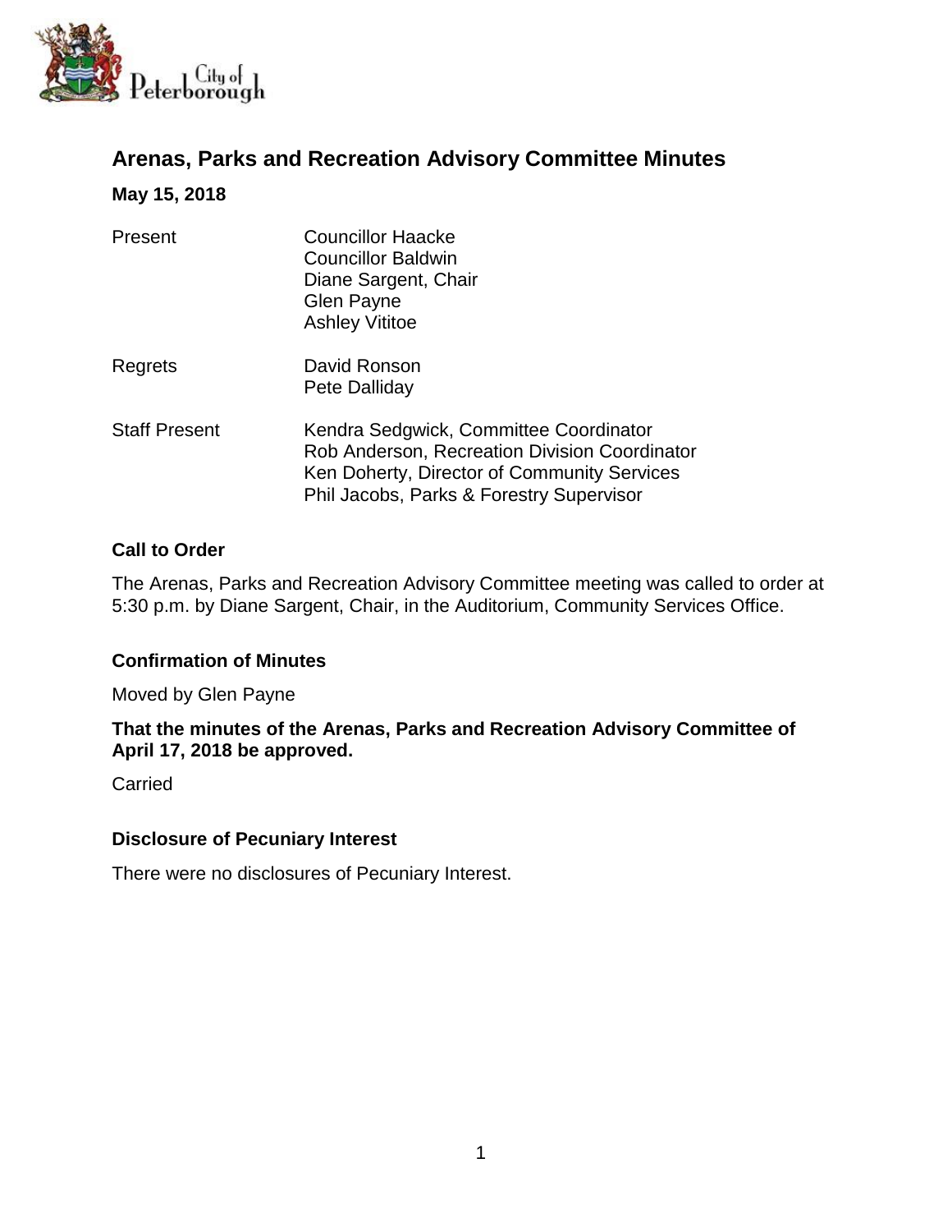# Arenas, Parks and Recreation Advisory Committee Minutes

**May 15, 2018**

| | |
|---|---|
| Present | Councillor Haacke<br>Councillor Baldwin<br>Diane Sargent, Chair<br>Glen Payne<br>Ashley Vititoe |
| Regrets | David Ronson<br>Pete Dalliday |
| Staff Present | Kendra Sedgwick, Committee Coordinator<br>Rob Anderson, Recreation Division Coordinator<br>Ken Doherty, Director of Community Services<br>Phil Jacobs, Parks & Forestry Supervisor |

## Call to Order

The Arenas, Parks and Recreation Advisory Committee meeting was called to order at 5:30 p.m. by Diane Sargent, Chair, in the Auditorium, Community Services Office.

## Confirmation of Minutes

Moved by Glen Payne

**That the minutes of the Arenas, Parks and Recreation Advisory Committee of April 17, 2018 be approved.**

Carried

## Disclosure of Pecuniary Interest

There were no disclosures of Pecuniary Interest.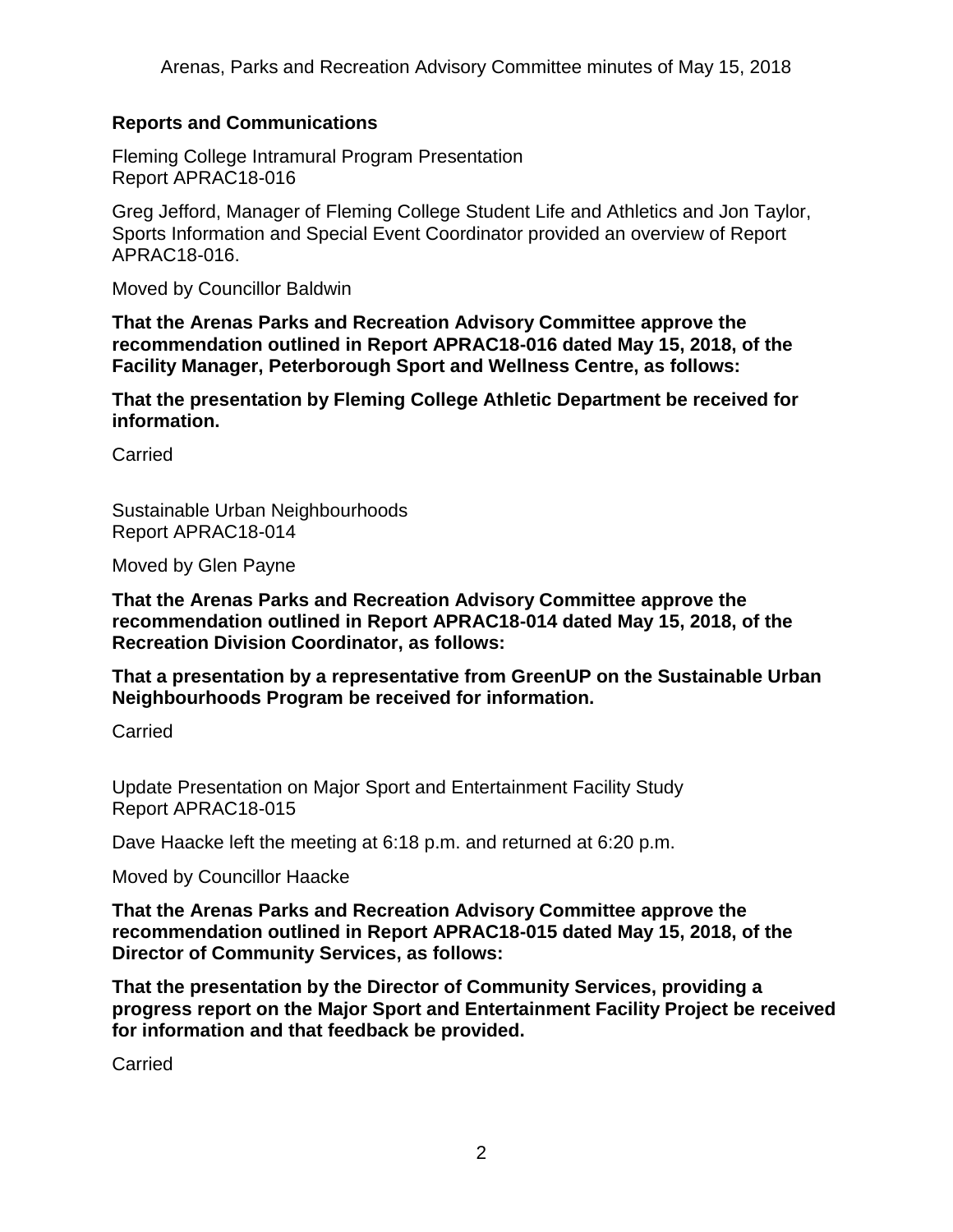## Reports and Communications

Fleming College Intramural Program Presentation
Report APRAC18-016

Greg Jefford, Manager of Fleming College Student Life and Athletics and Jon Taylor, Sports Information and Special Event Coordinator provided an overview of Report APRAC18-016.

Moved by Councillor Baldwin

**That the Arenas Parks and Recreation Advisory Committee approve the recommendation outlined in Report APRAC18-016 dated May 15, 2018, of the Facility Manager, Peterborough Sport and Wellness Centre, as follows:**

**That the presentation by Fleming College Athletic Department be received for information.**

Carried

Sustainable Urban Neighbourhoods
Report APRAC18-014

Moved by Glen Payne

**That the Arenas Parks and Recreation Advisory Committee approve the recommendation outlined in Report APRAC18-014 dated May 15, 2018, of the Recreation Division Coordinator, as follows:**

**That a presentation by a representative from GreenUP on the Sustainable Urban Neighbourhoods Program be received for information.**

Carried

Update Presentation on Major Sport and Entertainment Facility Study
Report APRAC18-015

Dave Haacke left the meeting at 6:18 p.m. and returned at 6:20 p.m.

Moved by Councillor Haacke

**That the Arenas Parks and Recreation Advisory Committee approve the recommendation outlined in Report APRAC18-015 dated May 15, 2018, of the Director of Community Services, as follows:**

**That the presentation by the Director of Community Services, providing a progress report on the Major Sport and Entertainment Facility Project be received for information and that feedback be provided.**

Carried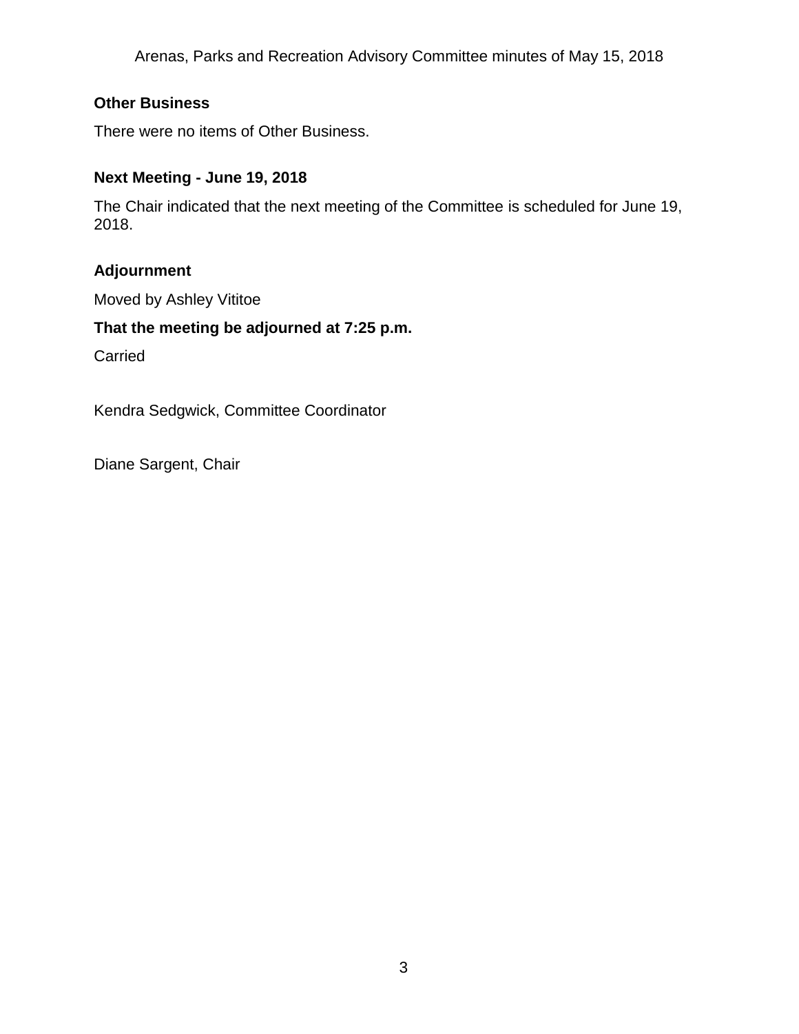## Other Business

There were no items of Other Business.

## Next Meeting - June 19, 2018

The Chair indicated that the next meeting of the Committee is scheduled for June 19, 2018.

## Adjournment

Moved by Ashley Vititoe

**That the meeting be adjourned at 7:25 p.m.**

Carried

Kendra Sedgwick, Committee Coordinator

Diane Sargent, Chair